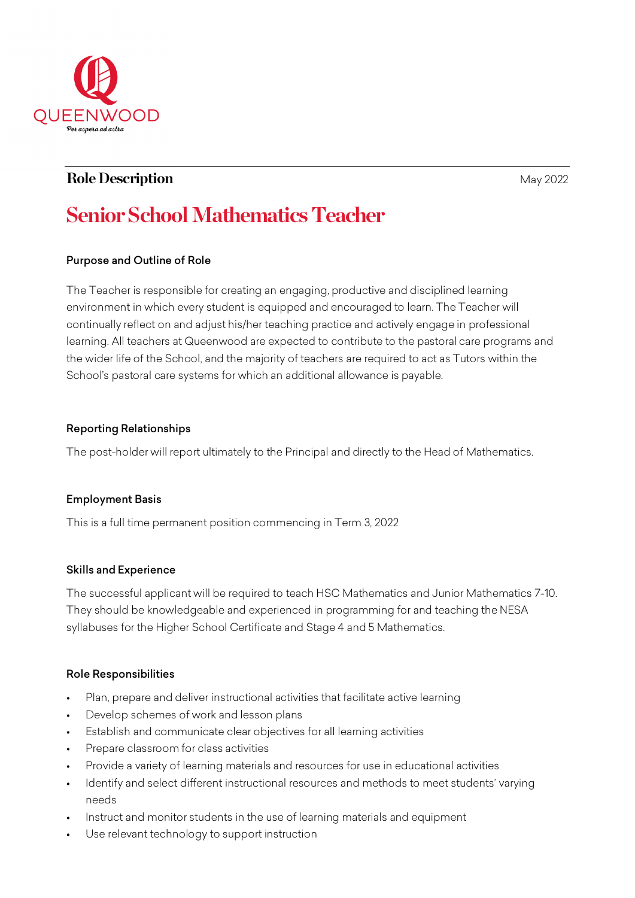QUEENWOOD

*Per aspera ad astra*

**Role Description** May 2022

# Senior School Mathematics Teacher

### Purpose and Outline of Role

The Teacher is responsible for creating an engaging, productive and disciplined learning environment in which every student is equipped and encouraged to learn. The Teacher will continually reflect on and adjust his/her teaching practice and actively engage in professional learning. All teachers at Queenwood are expected to contribute to the pastoral care programs and the wider life of the School, and the majority of teachers are required to act as Tutors within the School's pastoral care systems for which an additional allowance is payable.

### Reporting Relationships

The post-holder will report ultimately to the Principal and directly to the Head of Mathematics.

### Employment Basis

This is a full time permanent position commencing in Term 3, 2022

### Skills and Experience

The successful applicant will be required to teach HSC Mathematics and Junior Mathematics 7-10. They should be knowledgeable and experienced in programming for and teaching the NESA syllabuses for the Higher School Certificate and Stage 4 and 5 Mathematics.

### Role Responsibilities

- Plan, prepare and deliver instructional activities that facilitate active learning
- Develop schemes of work and lesson plans
- Establish and communicate clear objectives for all learning activities
- Prepare classroom for class activities
- Provide a variety of learning materials and resources for use in educational activities
- Identify and select different instructional resources and methods to meet students' varying needs
- Instruct and monitor students in the use of learning materials and equipment
- Use relevant technology to support instruction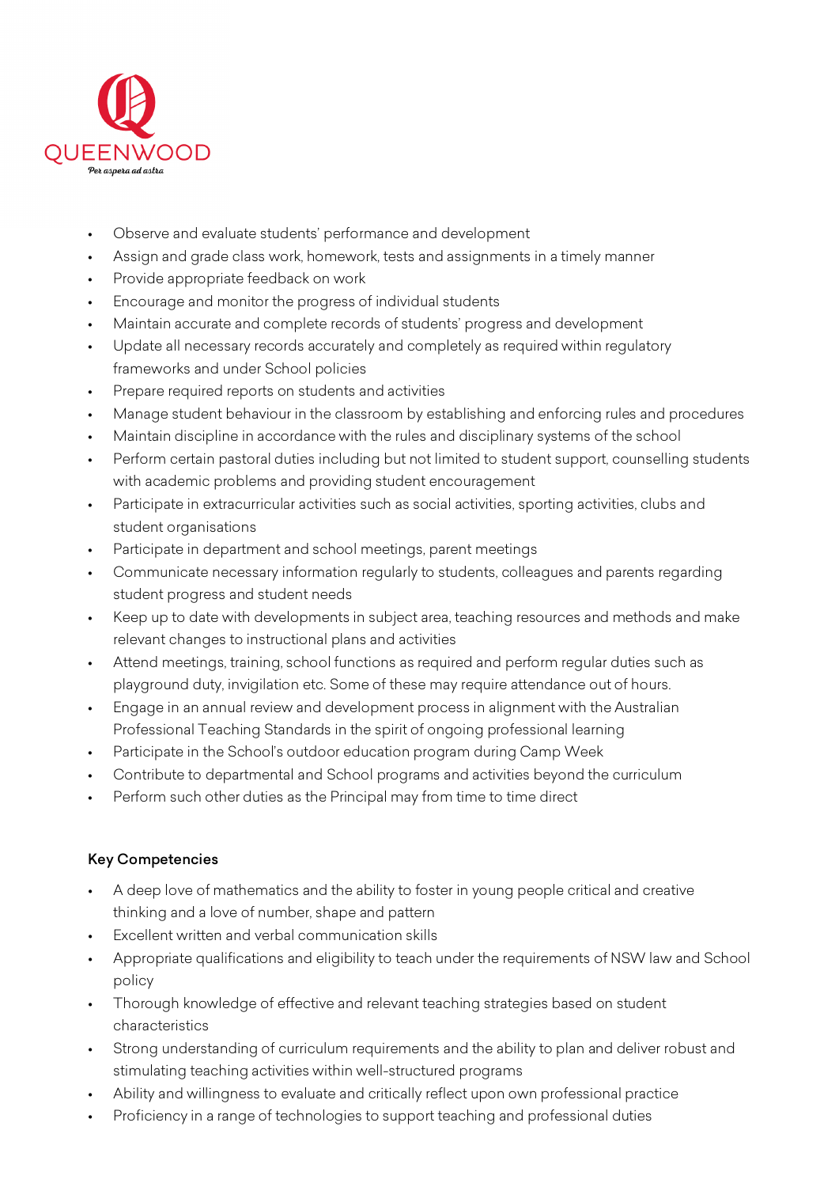- Observe and evaluate students' performance and development
- Assign and grade class work, homework, tests and assignments in a timely manner
- Provide appropriate feedback on work
- Encourage and monitor the progress of individual students
- Maintain accurate and complete records of students' progress and development
- Update all necessary records accurately and completely as required within regulatory frameworks and under School policies
- Prepare required reports on students and activities
- Manage student behaviour in the classroom by establishing and enforcing rules and procedures
- Maintain discipline in accordance with the rules and disciplinary systems of the school
- Perform certain pastoral duties including but not limited to student support, counselling students with academic problems and providing student encouragement
- Participate in extracurricular activities such as social activities, sporting activities, clubs and student organisations
- Participate in department and school meetings, parent meetings
- Communicate necessary information regularly to students, colleagues and parents regarding student progress and student needs
- Keep up to date with developments in subject area, teaching resources and methods and make relevant changes to instructional plans and activities
- Attend meetings, training, school functions as required and perform regular duties such as playground duty, invigilation etc. Some of these may require attendance out of hours.
- Engage in an annual review and development process in alignment with the Australian Professional Teaching Standards in the spirit of ongoing professional learning
- Participate in the School's outdoor education program during Camp Week
- Contribute to departmental and School programs and activities beyond the curriculum
- Perform such other duties as the Principal may from time to time direct

**Key Competencies**

- A deep love of mathematics and the ability to foster in young people critical and creative thinking and a love of number, shape and pattern
- Excellent written and verbal communication skills
- Appropriate qualifications and eligibility to teach under the requirements of NSW law and School policy
- Thorough knowledge of effective and relevant teaching strategies based on student characteristics
- Strong understanding of curriculum requirements and the ability to plan and deliver robust and stimulating teaching activities within well-structured programs
- Ability and willingness to evaluate and critically reflect upon own professional practice
- Proficiency in a range of technologies to support teaching and professional duties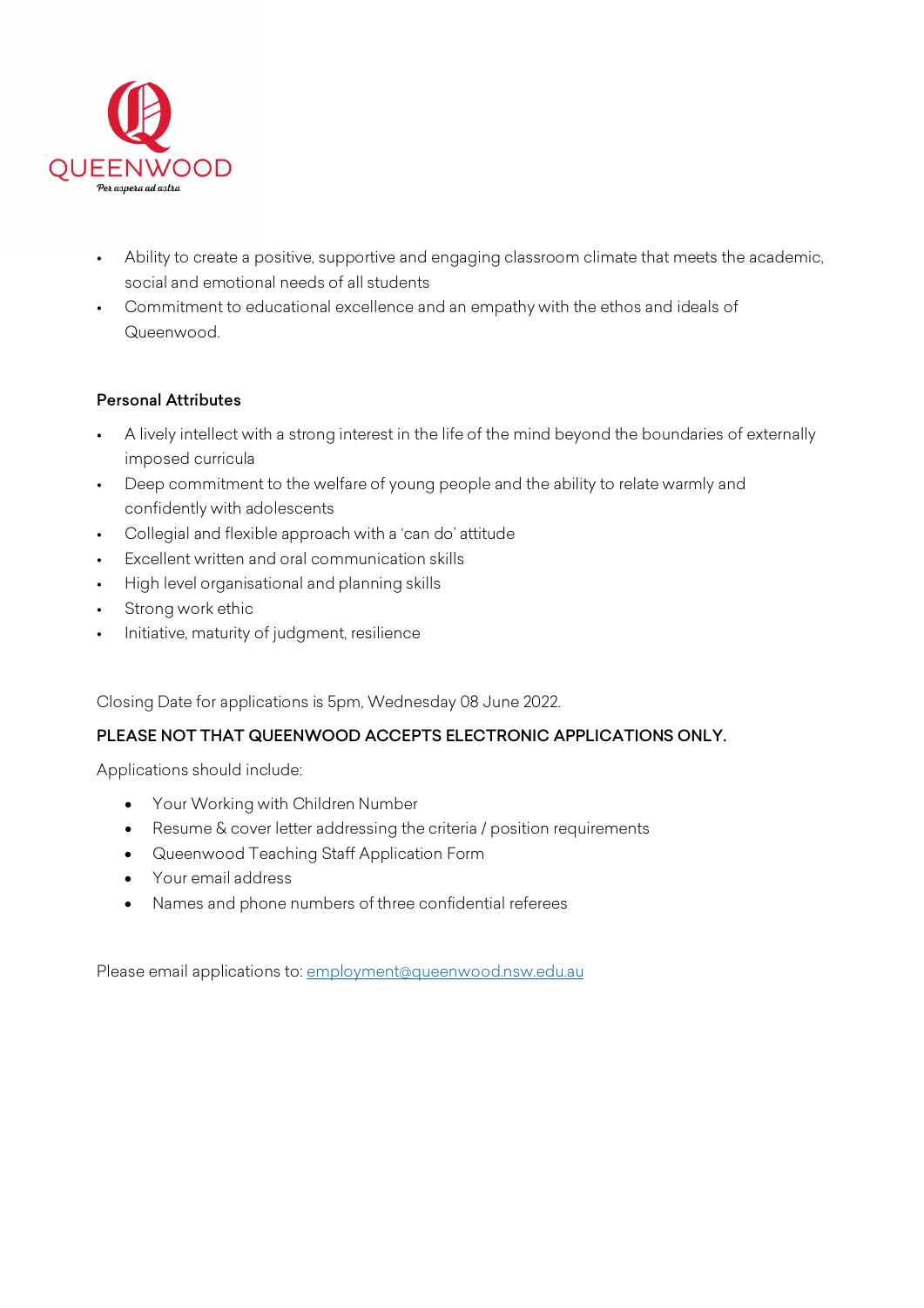- Ability to create a positive, supportive and engaging classroom climate that meets the academic, social and emotional needs of all students
- Commitment to educational excellence and an empathy with the ethos and ideals of Queenwood.

**Personal Attributes**

- A lively intellect with a strong interest in the life of the mind beyond the boundaries of externally imposed curricula
- Deep commitment to the welfare of young people and the ability to relate warmly and confidently with adolescents
- Collegial and flexible approach with a 'can do' attitude
- Excellent written and oral communication skills
- High level organisational and planning skills
- Strong work ethic
- Initiative, maturity of judgment, resilience

Closing Date for applications is 5pm, Wednesday 08 June 2022.

**PLEASE NOT THAT QUEENWOOD ACCEPTS ELECTRONIC APPLICATIONS ONLY.**

Applications should include:

- Your Working with Children Number
- Resume & cover letter addressing the criteria / position requirements
- Queenwood Teaching Staff Application Form
- Your email address
- Names and phone numbers of three confidential referees

Please email applications to: employment@queenwood.nsw.edu.au